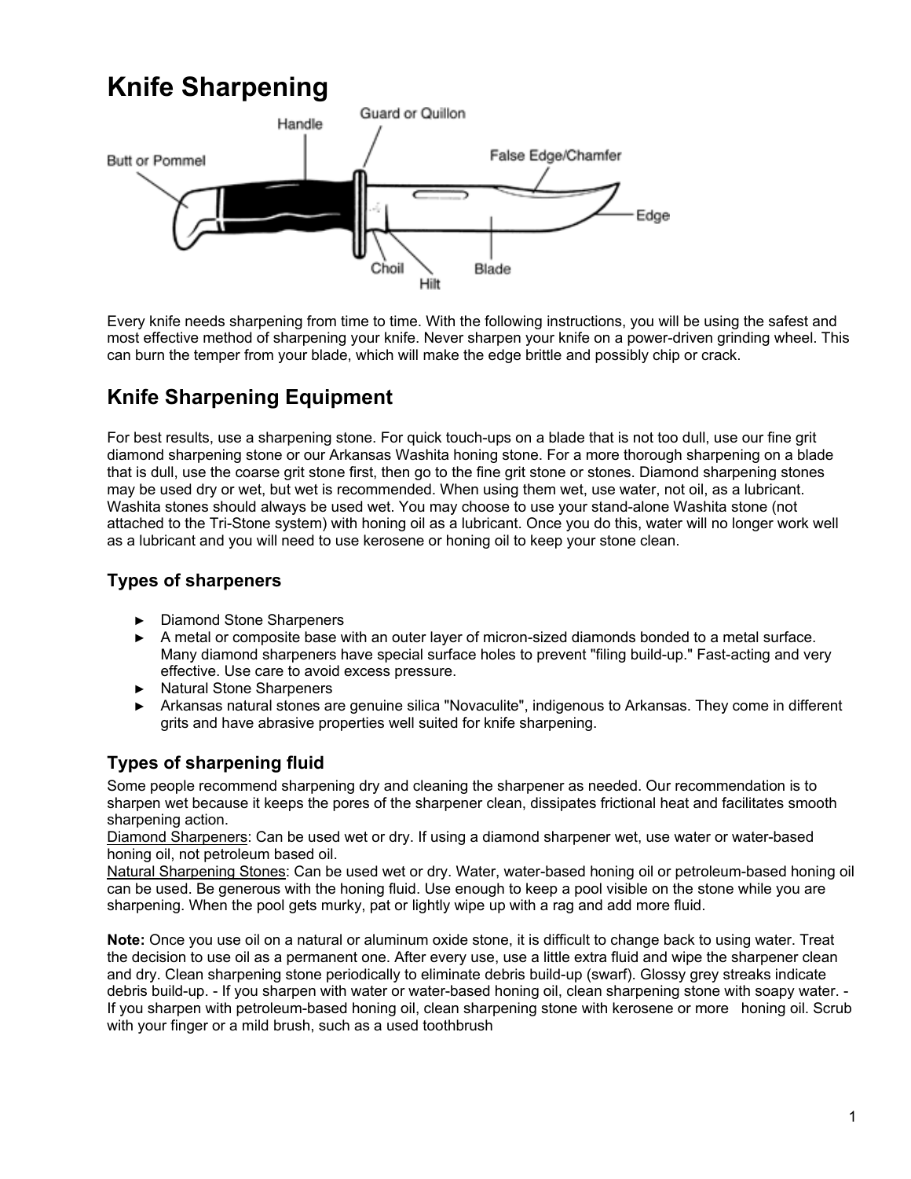# Knife Sharpening

Every knife needs sharpening from time to time. With the following instructions, you will be using the safest and most effective method of sharpening your knife. Never sharpen your knife on a power-driven grinding wheel. This can burn the temper from your blade, which will make the edge brittle and possibly chip or crack.

## Knife Sharpening Equipment

For best results, use a sharpening stone. For quick touch-ups on a blade that is not too dull, use our fine grit diamond sharpening stone or our Arkansas Washita honing stone. For a more thorough sharpening on a blade that is dull, use the coarse grit stone first, then go to the fine grit stone or stones. Diamond sharpening stones may be used dry or wet, but wet is recommended. When using them wet, use water, not oil, as a lubricant. Washita stones should always be used wet. You may choose to use your stand-alone Washita stone (not attached to the Tri-Stone system) with honing oil as a lubricant. Once you do this, water will no longer work well as a lubricant and you will need to use kerosene or honing oil to keep your stone clean.

### Types of sharpeners

- Diamond Stone Sharpeners
- A metal or composite base with an outer layer of micron-sized diamonds bonded to a metal surface. Many diamond sharpeners have special surface holes to prevent "filing build-up." Fast-acting and very effective. Use care to avoid excess pressure.
- Natural Stone Sharpeners
- Arkansas natural stones are genuine silica "Novaculite", indigenous to Arkansas. They come in different grits and have abrasive properties well suited for knife sharpening.

### Types of sharpening fluid

Some people recommend sharpening dry and cleaning the sharpener as needed. Our recommendation is to sharpen wet because it keeps the pores of the sharpener clean, dissipates frictional heat and facilitates smooth sharpening action.

Diamond Sharpeners: Can be used wet or dry. If using a diamond sharpener wet, use water or water-based honing oil, not petroleum based oil.

Natural Sharpening Stones: Can be used wet or dry. Water, water-based honing oil or petroleum-based honing oil can be used. Be generous with the honing fluid. Use enough to keep a pool visible on the stone while you are sharpening. When the pool gets murky, pat or lightly wipe up with a rag and add more fluid.

**Note:** Once you use oil on a natural or aluminum oxide stone, it is difficult to change back to using water. Treat the decision to use oil as a permanent one. After every use, use a little extra fluid and wipe the sharpener clean and dry. Clean sharpening stone periodically to eliminate debris build-up (swarf). Glossy grey streaks indicate debris build-up. - If you sharpen with water or water-based honing oil, clean sharpening stone with soapy water. - If you sharpen with petroleum-based honing oil, clean sharpening stone with kerosene or more honing oil. Scrub with your finger or a mild brush, such as a used toothbrush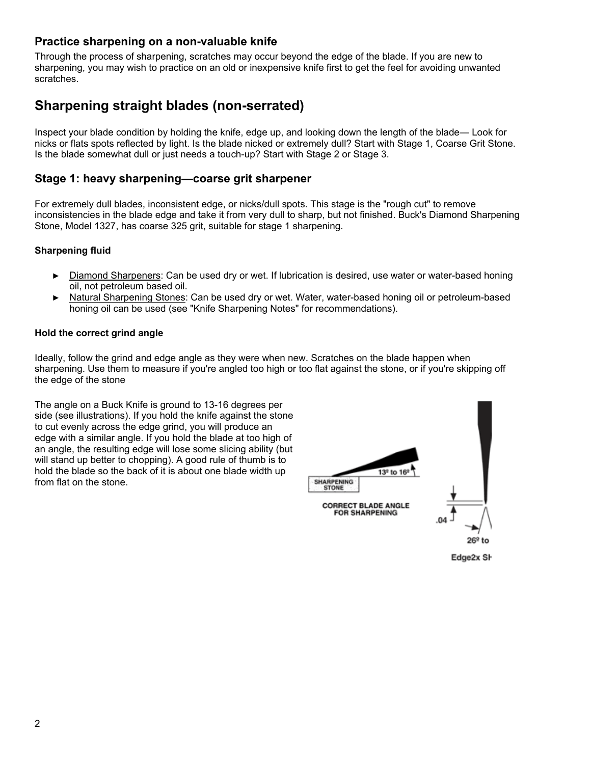### Practice sharpening on a non-valuable knife

Through the process of sharpening, scratches may occur beyond the edge of the blade. If you are new to sharpening, you may wish to practice on an old or inexpensive knife first to get the feel for avoiding unwanted scratches.

## Sharpening straight blades (non-serrated)

Inspect your blade condition by holding the knife, edge up, and looking down the length of the blade— Look for nicks or flats spots reflected by light. Is the blade nicked or extremely dull? Start with Stage 1, Coarse Grit Stone. Is the blade somewhat dull or just needs a touch-up? Start with Stage 2 or Stage 3.

### Stage 1: heavy sharpening—coarse grit sharpener

For extremely dull blades, inconsistent edge, or nicks/dull spots. This stage is the "rough cut" to remove inconsistencies in the blade edge and take it from very dull to sharp, but not finished. Buck's Diamond Sharpening Stone, Model 1327, has coarse 325 grit, suitable for stage 1 sharpening.

#### Sharpening fluid

- Diamond Sharpeners: Can be used dry or wet. If lubrication is desired, use water or water-based honing oil, not petroleum based oil.
- Natural Sharpening Stones: Can be used dry or wet. Water, water-based honing oil or petroleum-based honing oil can be used (see "Knife Sharpening Notes" for recommendations).

#### Hold the correct grind angle

Ideally, follow the grind and edge angle as they were when new. Scratches on the blade happen when sharpening. Use them to measure if you're angled too high or too flat against the stone, or if you're skipping off the edge of the stone

The angle on a Buck Knife is ground to 13-16 degrees per side (see illustrations). If you hold the knife against the stone to cut evenly across the edge grind, you will produce an edge with a similar angle. If you hold the blade at too high of an angle, the resulting edge will lose some slicing ability (but will stand up better to chopping). A good rule of thumb is to hold the blade so the back of it is about one blade width up from flat on the stone.

13º to 16º

SHARPENING STONE

CORRECT BLADE ANGLE FOR SHARPENING

.04

26º to

Edge2x Sh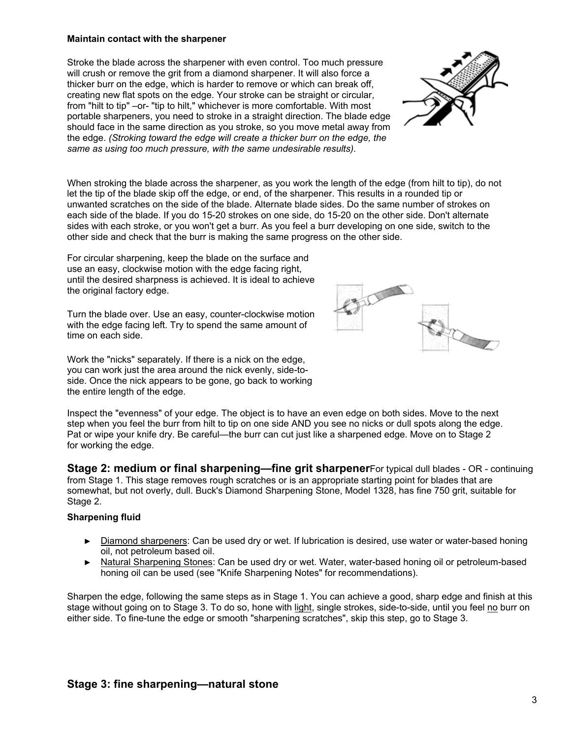**Maintain contact with the sharpener**

Stroke the blade across the sharpener with even control. Too much pressure will crush or remove the grit from a diamond sharpener. It will also force a thicker burr on the edge, which is harder to remove or which can break off, creating new flat spots on the edge. Your stroke can be straight or circular, from "hilt to tip" –or- "tip to hilt," whichever is more comfortable. With most portable sharpeners, you need to stroke in a straight direction. The blade edge should face in the same direction as you stroke, so you move metal away from the edge. *(Stroking toward the edge will create a thicker burr on the edge, the same as using too much pressure, with the same undesirable results).*

When stroking the blade across the sharpener, as you work the length of the edge (from hilt to tip), do not let the tip of the blade skip off the edge, or end, of the sharpener. This results in a rounded tip or unwanted scratches on the side of the blade. Alternate blade sides. Do the same number of strokes on each side of the blade. If you do 15-20 strokes on one side, do 15-20 on the other side. Don't alternate sides with each stroke, or you won't get a burr. As you feel a burr developing on one side, switch to the other side and check that the burr is making the same progress on the other side.

For circular sharpening, keep the blade on the surface and use an easy, clockwise motion with the edge facing right, until the desired sharpness is achieved. It is ideal to achieve the original factory edge.

Turn the blade over. Use an easy, counter-clockwise motion with the edge facing left. Try to spend the same amount of time on each side.

Work the "nicks" separately. If there is a nick on the edge, you can work just the area around the nick evenly, side-to-side. Once the nick appears to be gone, go back to working the entire length of the edge.

Inspect the "evenness" of your edge. The object is to have an even edge on both sides. Move to the next step when you feel the burr from hilt to tip on one side AND you see no nicks or dull spots along the edge. Pat or wipe your knife dry. Be careful—the burr can cut just like a sharpened edge. Move on to Stage 2 for working the edge.

## Stage 2: medium or final sharpening—fine grit sharpener

For typical dull blades - OR - continuing from Stage 1. This stage removes rough scratches or is an appropriate starting point for blades that are somewhat, but not overly, dull. Buck's Diamond Sharpening Stone, Model 1328, has fine 750 grit, suitable for Stage 2.

**Sharpening fluid**

- Diamond sharpeners: Can be used dry or wet. If lubrication is desired, use water or water-based honing oil, not petroleum based oil.
- Natural Sharpening Stones: Can be used dry or wet. Water, water-based honing oil or petroleum-based honing oil can be used (see "Knife Sharpening Notes" for recommendations).

Sharpen the edge, following the same steps as in Stage 1. You can achieve a good, sharp edge and finish at this stage without going on to Stage 3. To do so, hone with light, single strokes, side-to-side, until you feel no burr on either side. To fine-tune the edge or smooth "sharpening scratches", skip this step, go to Stage 3.

## Stage 3: fine sharpening—natural stone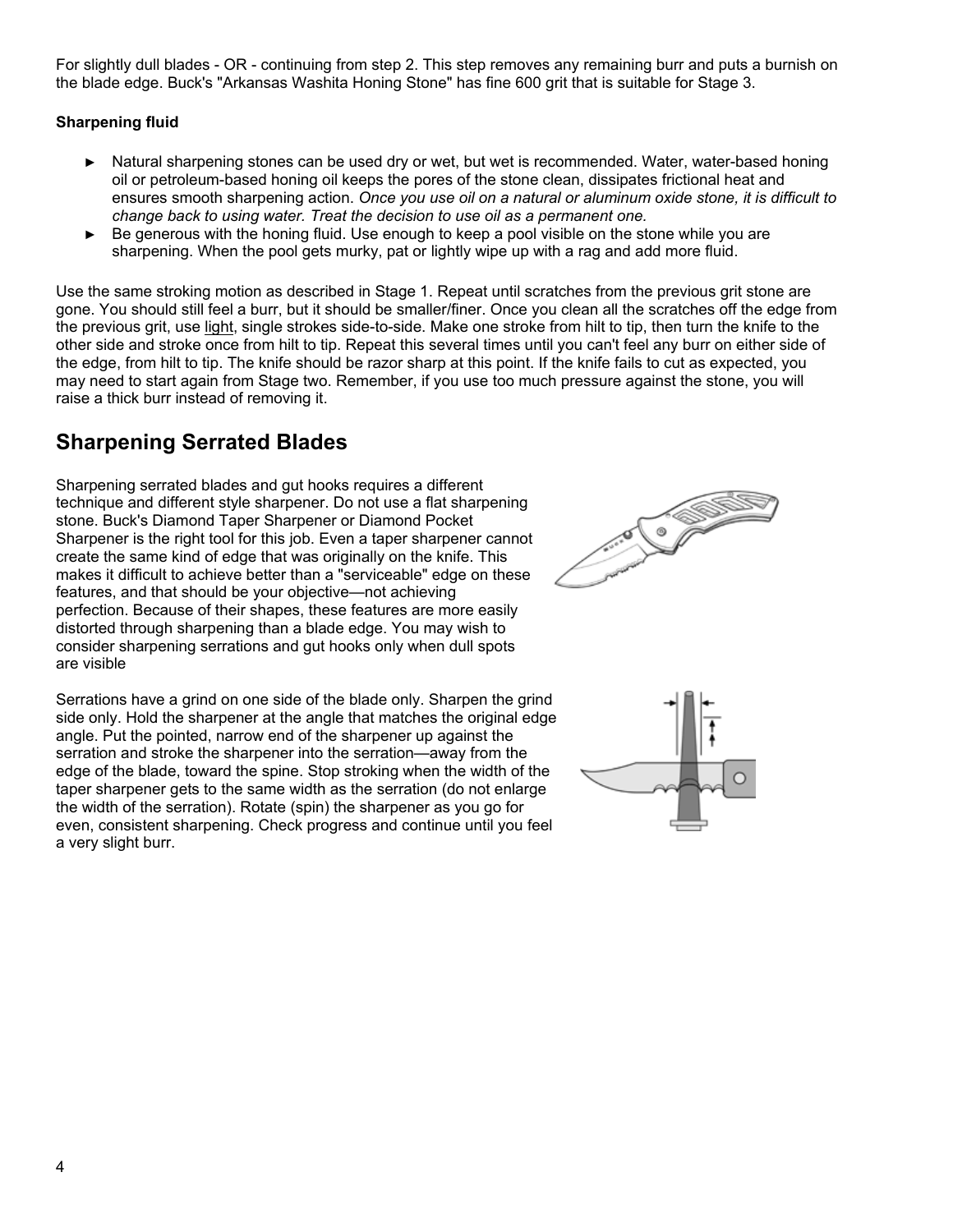For slightly dull blades - OR - continuing from step 2. This step removes any remaining burr and puts a burnish on the blade edge. Buck's "Arkansas Washita Honing Stone" has fine 600 grit that is suitable for Stage 3.

**Sharpening fluid**

- Natural sharpening stones can be used dry or wet, but wet is recommended. Water, water-based honing oil or petroleum-based honing oil keeps the pores of the stone clean, dissipates frictional heat and ensures smooth sharpening action. *Once you use oil on a natural or aluminum oxide stone, it is difficult to change back to using water. Treat the decision to use oil as a permanent one.*
- Be generous with the honing fluid. Use enough to keep a pool visible on the stone while you are sharpening. When the pool gets murky, pat or lightly wipe up with a rag and add more fluid.

Use the same stroking motion as described in Stage 1. Repeat until scratches from the previous grit stone are gone. You should still feel a burr, but it should be smaller/finer. Once you clean all the scratches off the edge from the previous grit, use light, single strokes side-to-side. Make one stroke from hilt to tip, then turn the knife to the other side and stroke once from hilt to tip. Repeat this several times until you can't feel any burr on either side of the edge, from hilt to tip. The knife should be razor sharp at this point. If the knife fails to cut as expected, you may need to start again from Stage two. Remember, if you use too much pressure against the stone, you will raise a thick burr instead of removing it.

## Sharpening Serrated Blades

Sharpening serrated blades and gut hooks requires a different technique and different style sharpener. Do not use a flat sharpening stone. Buck's Diamond Taper Sharpener or Diamond Pocket Sharpener is the right tool for this job. Even a taper sharpener cannot create the same kind of edge that was originally on the knife. This makes it difficult to achieve better than a "serviceable" edge on these features, and that should be your objective—not achieving perfection. Because of their shapes, these features are more easily distorted through sharpening than a blade edge. You may wish to consider sharpening serrations and gut hooks only when dull spots are visible

Serrations have a grind on one side of the blade only. Sharpen the grind side only. Hold the sharpener at the angle that matches the original edge angle. Put the pointed, narrow end of the sharpener up against the serration and stroke the sharpener into the serration—away from the edge of the blade, toward the spine. Stop stroking when the width of the taper sharpener gets to the same width as the serration (do not enlarge the width of the serration). Rotate (spin) the sharpener as you go for even, consistent sharpening. Check progress and continue until you feel a very slight burr.